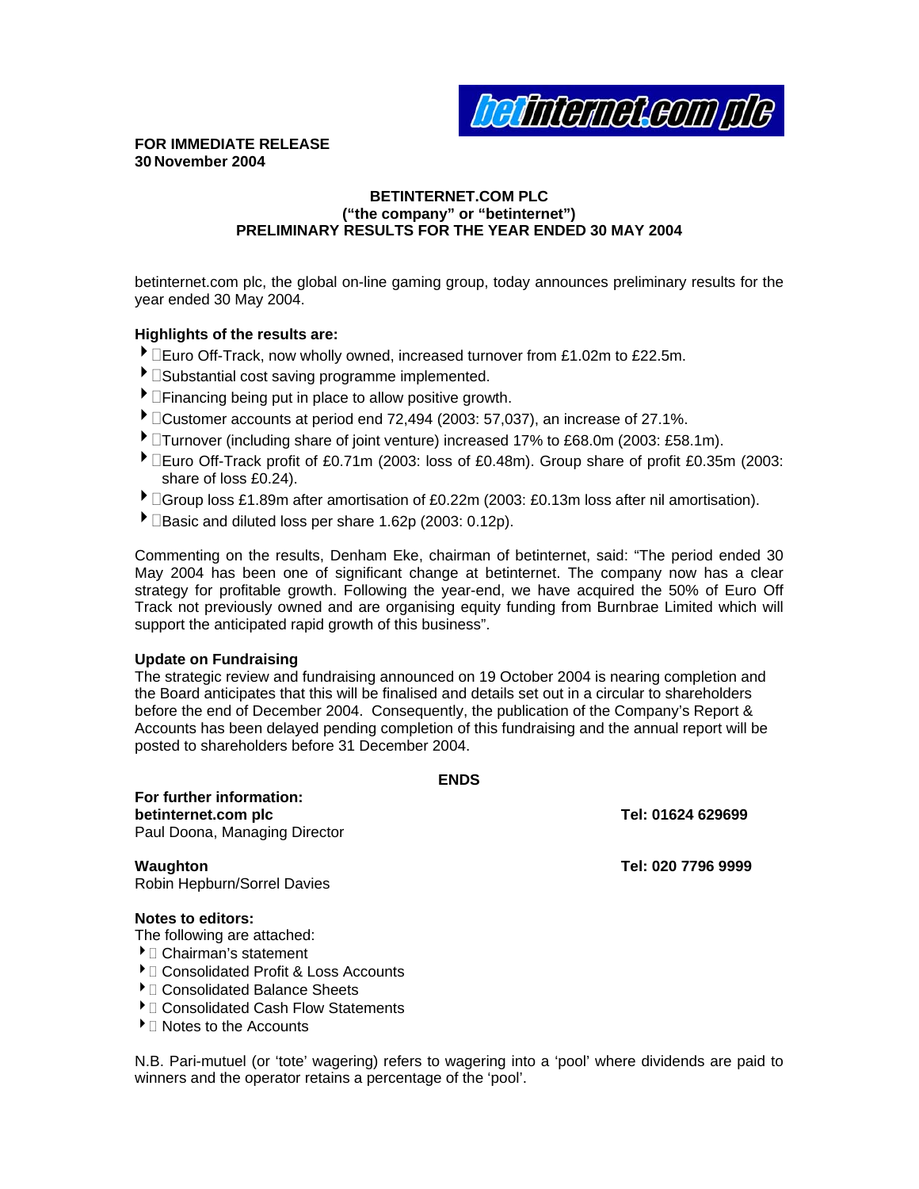**FOR IMMEDIATE RELEASE**
**30 November 2004**

# BETINTERNET.COM PLC
## ("the company" or "betinternet")
## PRELIMINARY RESULTS FOR THE YEAR ENDED 30 MAY 2004

betinternet.com plc, the global on-line gaming group, today announces preliminary results for the year ended 30 May 2004.

**Highlights of the results are:**

- Euro Off-Track, now wholly owned, increased turnover from £1.02m to £22.5m.
- Substantial cost saving programme implemented.
- Financing being put in place to allow positive growth.
- Customer accounts at period end 72,494 (2003: 57,037), an increase of 27.1%.
- Turnover (including share of joint venture) increased 17% to £68.0m (2003: £58.1m).
- Euro Off-Track profit of £0.71m (2003: loss of £0.48m). Group share of profit £0.35m (2003: share of loss £0.24).
- Group loss £1.89m after amortisation of £0.22m (2003: £0.13m loss after nil amortisation).
- Basic and diluted loss per share 1.62p (2003: 0.12p).

Commenting on the results, Denham Eke, chairman of betinternet, said: "The period ended 30 May 2004 has been one of significant change at betinternet. The company now has a clear strategy for profitable growth. Following the year-end, we have acquired the 50% of Euro Off Track not previously owned and are organising equity funding from Burnbrae Limited which will support the anticipated rapid growth of this business".

**Update on Fundraising**

The strategic review and fundraising announced on 19 October 2004 is nearing completion and the Board anticipates that this will be finalised and details set out in a circular to shareholders before the end of December 2004. Consequently, the publication of the Company's Report & Accounts has been delayed pending completion of this fundraising and the annual report will be posted to shareholders before 31 December 2004.

**ENDS**

**For further information:**

**betinternet.com plc** — **Tel: 01624 629699**
Paul Doona, Managing Director

**Waughton** — **Tel: 020 7796 9999**
Robin Hepburn/Sorrel Davies

**Notes to editors:**

The following are attached:

- Chairman's statement
- Consolidated Profit & Loss Accounts
- Consolidated Balance Sheets
- Consolidated Cash Flow Statements
- Notes to the Accounts

N.B. Pari-mutuel (or 'tote' wagering) refers to wagering into a 'pool' where dividends are paid to winners and the operator retains a percentage of the 'pool'.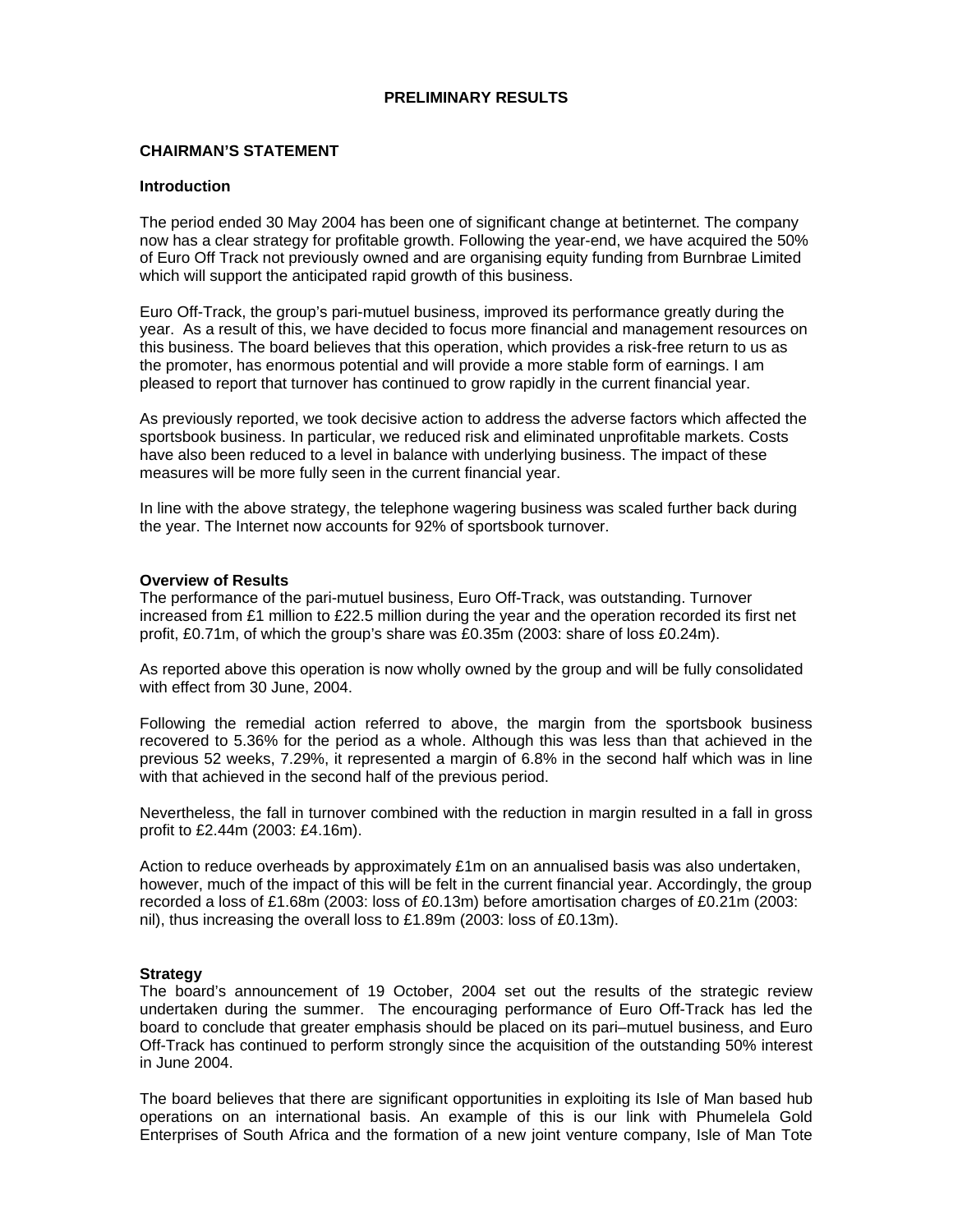# PRELIMINARY RESULTS

## CHAIRMAN'S STATEMENT

### Introduction

The period ended 30 May 2004 has been one of significant change at betinternet. The company now has a clear strategy for profitable growth. Following the year-end, we have acquired the 50% of Euro Off Track not previously owned and are organising equity funding from Burnbrae Limited which will support the anticipated rapid growth of this business.

Euro Off-Track, the group's pari-mutuel business, improved its performance greatly during the year. As a result of this, we have decided to focus more financial and management resources on this business. The board believes that this operation, which provides a risk-free return to us as the promoter, has enormous potential and will provide a more stable form of earnings. I am pleased to report that turnover has continued to grow rapidly in the current financial year.

As previously reported, we took decisive action to address the adverse factors which affected the sportsbook business. In particular, we reduced risk and eliminated unprofitable markets. Costs have also been reduced to a level in balance with underlying business. The impact of these measures will be more fully seen in the current financial year.

In line with the above strategy, the telephone wagering business was scaled further back during the year. The Internet now accounts for 92% of sportsbook turnover.

### Overview of Results

The performance of the pari-mutuel business, Euro Off-Track, was outstanding. Turnover increased from £1 million to £22.5 million during the year and the operation recorded its first net profit, £0.71m, of which the group's share was £0.35m (2003: share of loss £0.24m).

As reported above this operation is now wholly owned by the group and will be fully consolidated with effect from 30 June, 2004.

Following the remedial action referred to above, the margin from the sportsbook business recovered to 5.36% for the period as a whole. Although this was less than that achieved in the previous 52 weeks, 7.29%, it represented a margin of 6.8% in the second half which was in line with that achieved in the second half of the previous period.

Nevertheless, the fall in turnover combined with the reduction in margin resulted in a fall in gross profit to £2.44m (2003: £4.16m).

Action to reduce overheads by approximately £1m on an annualised basis was also undertaken, however, much of the impact of this will be felt in the current financial year. Accordingly, the group recorded a loss of £1.68m (2003: loss of £0.13m) before amortisation charges of £0.21m (2003: nil), thus increasing the overall loss to £1.89m (2003: loss of £0.13m).

### Strategy

The board's announcement of 19 October, 2004 set out the results of the strategic review undertaken during the summer. The encouraging performance of Euro Off-Track has led the board to conclude that greater emphasis should be placed on its pari–mutuel business, and Euro Off-Track has continued to perform strongly since the acquisition of the outstanding 50% interest in June 2004.

The board believes that there are significant opportunities in exploiting its Isle of Man based hub operations on an international basis. An example of this is our link with Phumelela Gold Enterprises of South Africa and the formation of a new joint venture company, Isle of Man Tote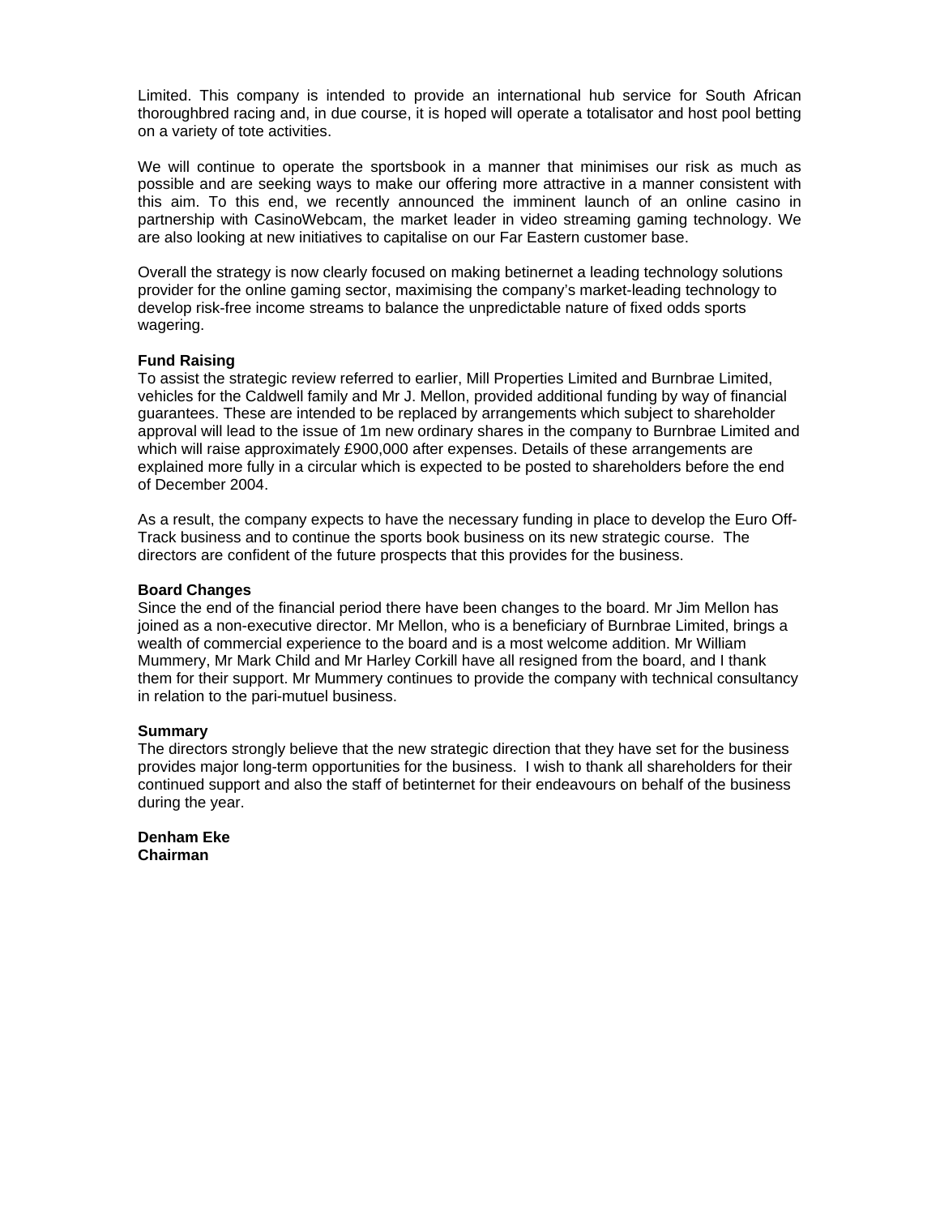Limited. This company is intended to provide an international hub service for South African thoroughbred racing and, in due course, it is hoped will operate a totalisator and host pool betting on a variety of tote activities.

We will continue to operate the sportsbook in a manner that minimises our risk as much as possible and are seeking ways to make our offering more attractive in a manner consistent with this aim. To this end, we recently announced the imminent launch of an online casino in partnership with CasinoWebcam, the market leader in video streaming gaming technology. We are also looking at new initiatives to capitalise on our Far Eastern customer base.

Overall the strategy is now clearly focused on making betinernet a leading technology solutions provider for the online gaming sector, maximising the company's market-leading technology to develop risk-free income streams to balance the unpredictable nature of fixed odds sports wagering.

**Fund Raising**
To assist the strategic review referred to earlier, Mill Properties Limited and Burnbrae Limited, vehicles for the Caldwell family and Mr J. Mellon, provided additional funding by way of financial guarantees. These are intended to be replaced by arrangements which subject to shareholder approval will lead to the issue of 1m new ordinary shares in the company to Burnbrae Limited and which will raise approximately £900,000 after expenses. Details of these arrangements are explained more fully in a circular which is expected to be posted to shareholders before the end of December 2004.

As a result, the company expects to have the necessary funding in place to develop the Euro Off-Track business and to continue the sports book business on its new strategic course. The directors are confident of the future prospects that this provides for the business.

**Board Changes**
Since the end of the financial period there have been changes to the board. Mr Jim Mellon has joined as a non-executive director. Mr Mellon, who is a beneficiary of Burnbrae Limited, brings a wealth of commercial experience to the board and is a most welcome addition. Mr William Mummery, Mr Mark Child and Mr Harley Corkill have all resigned from the board, and I thank them for their support. Mr Mummery continues to provide the company with technical consultancy in relation to the pari-mutuel business.

**Summary**
The directors strongly believe that the new strategic direction that they have set for the business provides major long-term opportunities for the business. I wish to thank all shareholders for their continued support and also the staff of betinternet for their endeavours on behalf of the business during the year.

**Denham Eke**
**Chairman**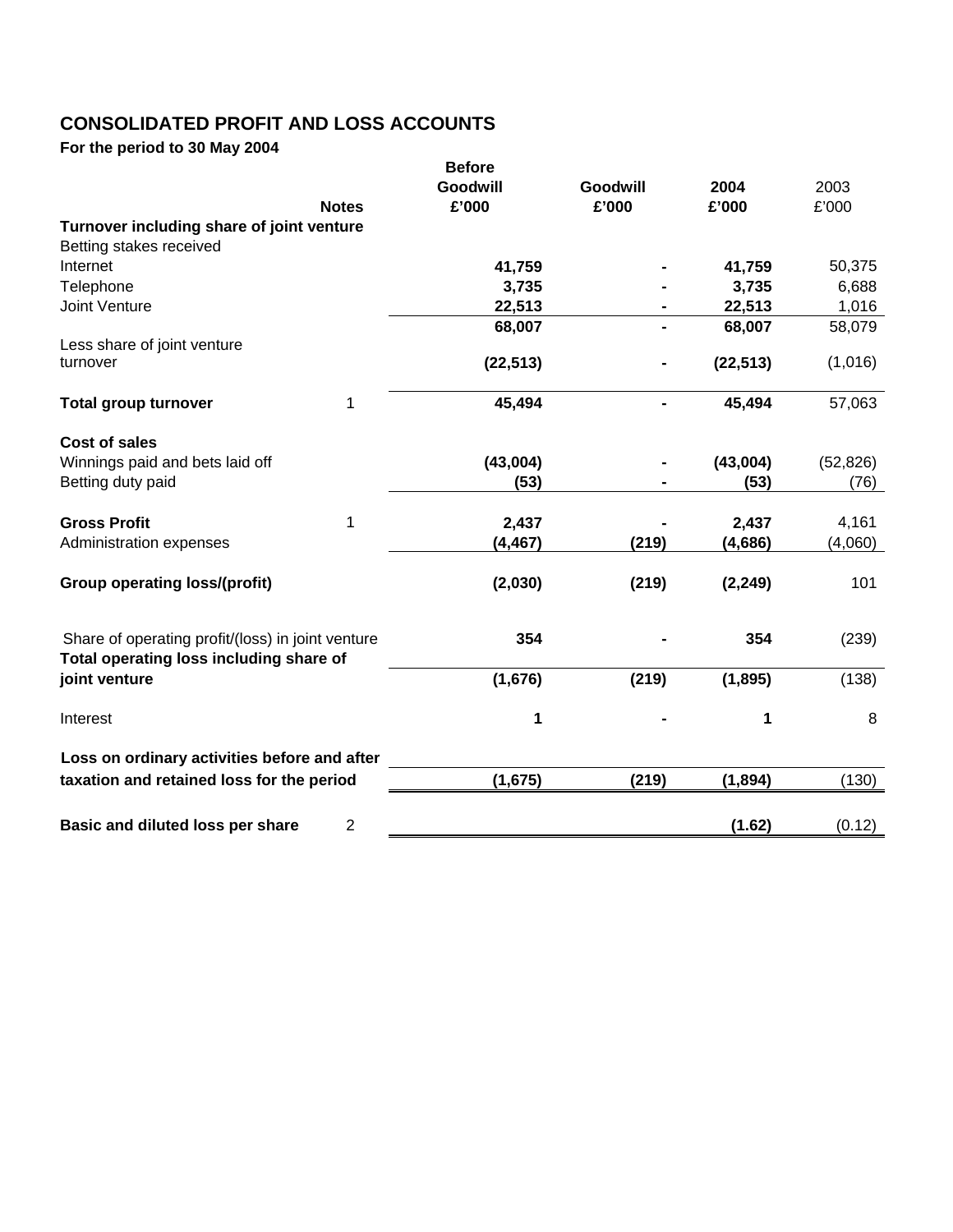# CONSOLIDATED PROFIT AND LOSS ACCOUNTS

**For the period to 30 May 2004**

| | Notes | Before Goodwill £'000 | Goodwill £'000 | 2004 £'000 | 2003 £'000 |
|---|---|---|---|---|---|
| **Turnover including share of joint venture** | | | | | |
| Betting stakes received | | | | | |
| Internet | | **41,759** | **-** | **41,759** | 50,375 |
| Telephone | | **3,735** | **-** | **3,735** | 6,688 |
| Joint Venture | | **22,513** | **-** | **22,513** | 1,016 |
| | | **68,007** | **-** | **68,007** | 58,079 |
| Less share of joint venture turnover | | **(22,513)** | **-** | **(22,513)** | (1,016) |
| **Total group turnover** | 1 | **45,494** | **-** | **45,494** | 57,063 |
| **Cost of sales** | | | | | |
| Winnings paid and bets laid off | | **(43,004)** | **-** | **(43,004)** | (52,826) |
| Betting duty paid | | **(53)** | **-** | **(53)** | (76) |
| **Gross Profit** | 1 | **2,437** | **-** | **2,437** | 4,161 |
| Administration expenses | | **(4,467)** | **(219)** | **(4,686)** | (4,060) |
| **Group operating loss/(profit)** | | **(2,030)** | **(219)** | **(2,249)** | 101 |
| Share of operating profit/(loss) in joint venture | | **354** | **-** | **354** | (239) |
| **Total operating loss including share of joint venture** | | **(1,676)** | **(219)** | **(1,895)** | (138) |
| Interest | | **1** | **-** | **1** | 8 |
| **Loss on ordinary activities before and after taxation and retained loss for the period** | | **(1,675)** | **(219)** | **(1,894)** | (130) |
| **Basic and diluted loss per share** | 2 | | | **(1.62)** | (0.12) |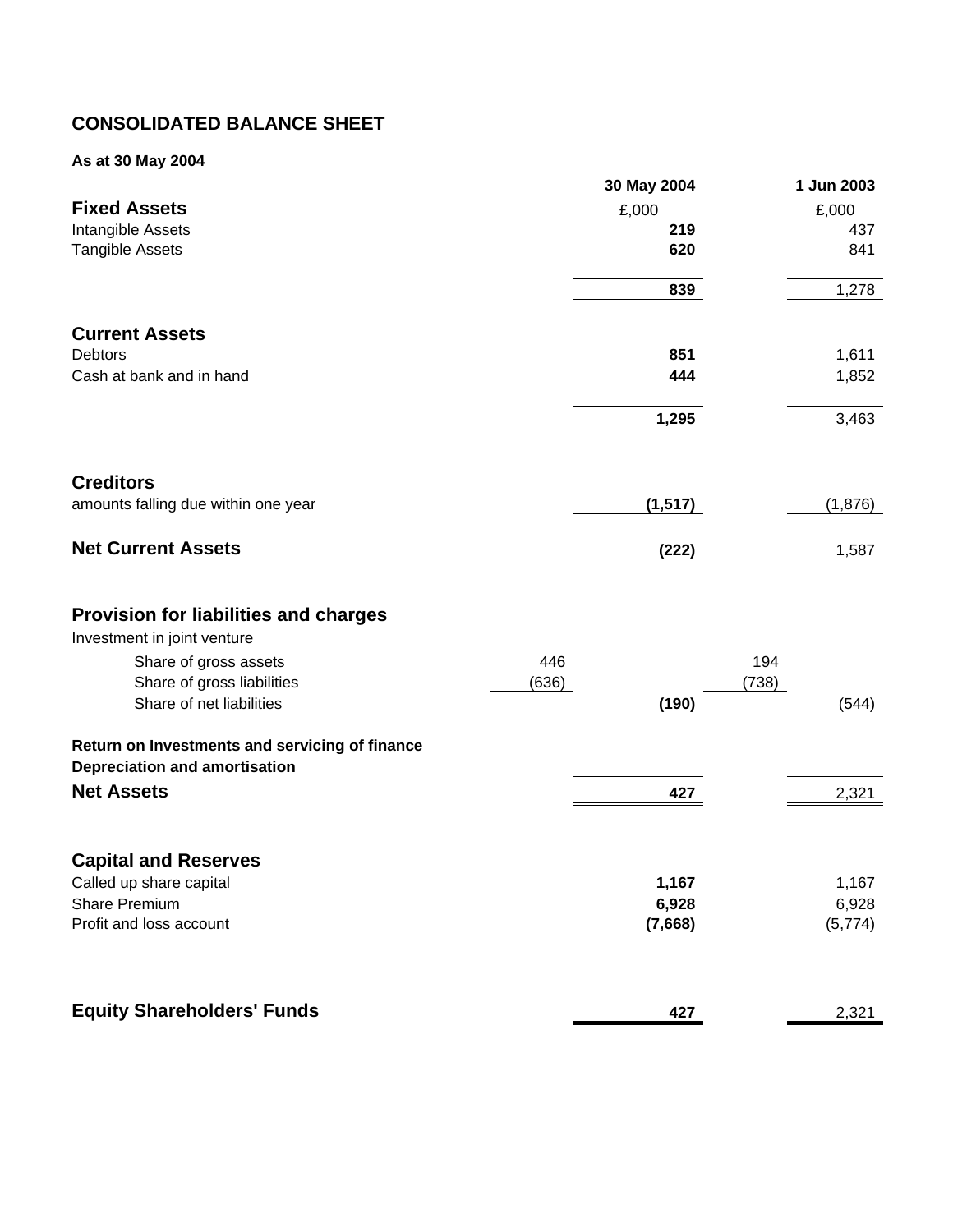# CONSOLIDATED BALANCE SHEET

**As at 30 May 2004**

| | | 30 May 2004 | | 1 Jun 2003 |
|---|---|---|---|---|
| **Fixed Assets** | | £,000 | | £,000 |
| Intangible Assets | | **219** | | 437 |
| Tangible Assets | | **620** | | 841 |
| | | **839** | | 1,278 |
| **Current Assets** | | | | |
| Debtors | | **851** | | 1,611 |
| Cash at bank and in hand | | **444** | | 1,852 |
| | | **1,295** | | 3,463 |
| **Creditors** | | | | |
| amounts falling due within one year | | **(1,517)** | | (1,876) |
| **Net Current Assets** | | **(222)** | | 1,587 |
| **Provision for liabilities and charges** | | | | |
| Investment in joint venture | | | | |
| Share of gross assets | 446 | | 194 | |
| Share of gross liabilities | (636) | | (738) | |
| Share of net liabilities | | **(190)** | | (544) |
| **Return on Investments and servicing of finance** | | | | |
| **Depreciation and amortisation** | | | | |
| **Net Assets** | | **427** | | 2,321 |
| **Capital and Reserves** | | | | |
| Called up share capital | | **1,167** | | 1,167 |
| Share Premium | | **6,928** | | 6,928 |
| Profit and loss account | | **(7,668)** | | (5,774) |
| **Equity Shareholders' Funds** | | **427** | | 2,321 |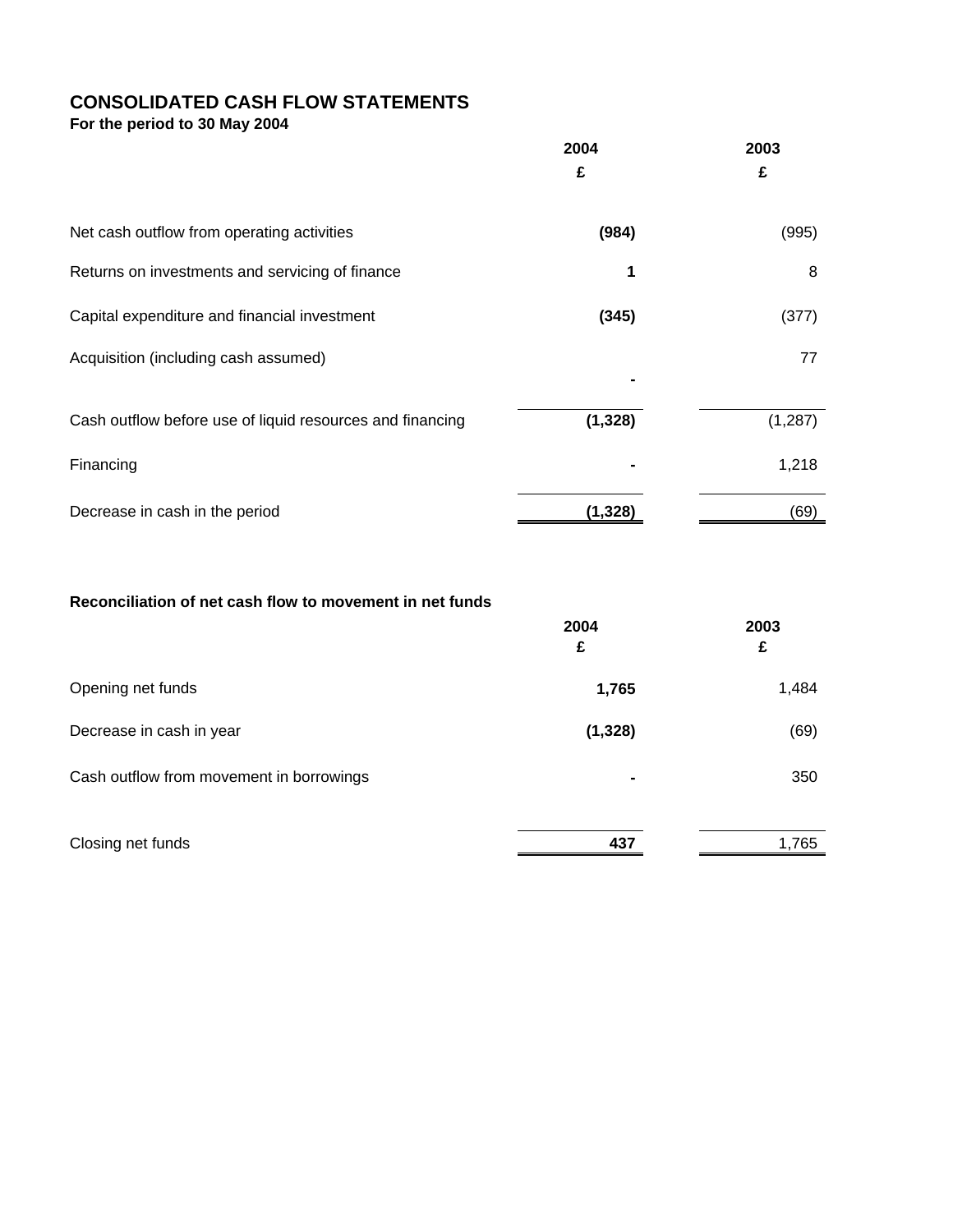# CONSOLIDATED CASH FLOW STATEMENTS

**For the period to 30 May 2004**

| | 2004<br>£ | 2003<br>£ |
|---|---|---|
| Net cash outflow from operating activities | **(984)** | (995) |
| Returns on investments and servicing of finance | **1** | 8 |
| Capital expenditure and financial investment | **(345)** | (377) |
| Acquisition (including cash assumed) | **-** | 77 |
| Cash outflow before use of liquid resources and financing | **(1,328)** | (1,287) |
| Financing | **-** | 1,218 |
| Decrease in cash in the period | **(1,328)** | (69) |

**Reconciliation of net cash flow to movement in net funds**

| | 2004<br>£ | 2003<br>£ |
|---|---|---|
| Opening net funds | **1,765** | 1,484 |
| Decrease in cash in year | **(1,328)** | (69) |
| Cash outflow from movement in borrowings | **-** | 350 |
| Closing net funds | **437** | 1,765 |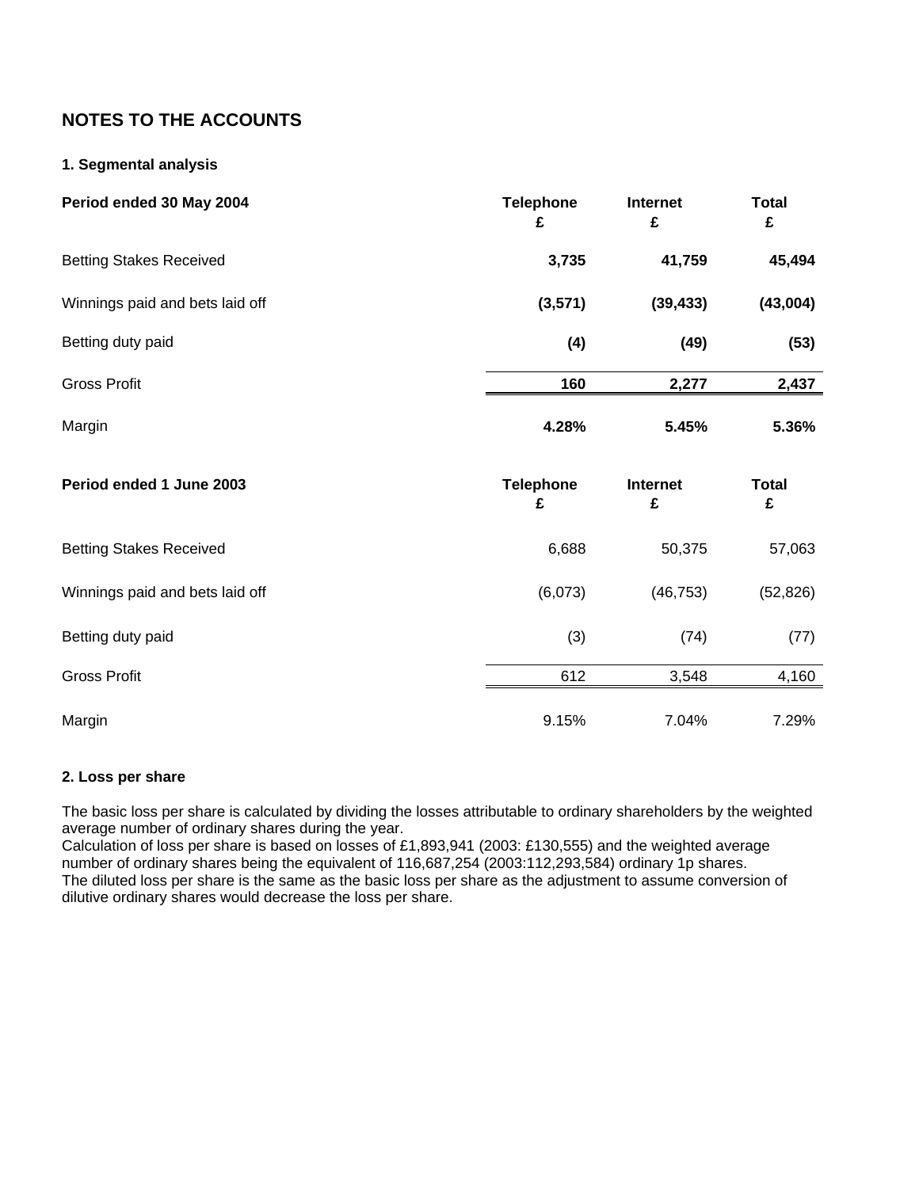# NOTES TO THE ACCOUNTS

### 1. Segmental analysis

| **Period ended 30 May 2004** | **Telephone £** | **Internet £** | **Total £** |
|---|---|---|---|
| Betting Stakes Received | **3,735** | **41,759** | **45,494** |
| Winnings paid and bets laid off | **(3,571)** | **(39,433)** | **(43,004)** |
| Betting duty paid | **(4)** | **(49)** | **(53)** |
| Gross Profit | **160** | **2,277** | **2,437** |
| Margin | **4.28%** | **5.45%** | **5.36%** |

| **Period ended 1 June 2003** | **Telephone £** | **Internet £** | **Total £** |
|---|---|---|---|
| Betting Stakes Received | 6,688 | 50,375 | 57,063 |
| Winnings paid and bets laid off | (6,073) | (46,753) | (52,826) |
| Betting duty paid | (3) | (74) | (77) |
| Gross Profit | 612 | 3,548 | 4,160 |
| Margin | 9.15% | 7.04% | 7.29% |

### 2. Loss per share

The basic loss per share is calculated by dividing the losses attributable to ordinary shareholders by the weighted average number of ordinary shares during the year.
Calculation of loss per share is based on losses of £1,893,941 (2003: £130,555) and the weighted average number of ordinary shares being the equivalent of 116,687,254 (2003:112,293,584) ordinary 1p shares.
The diluted loss per share is the same as the basic loss per share as the adjustment to assume conversion of dilutive ordinary shares would decrease the loss per share.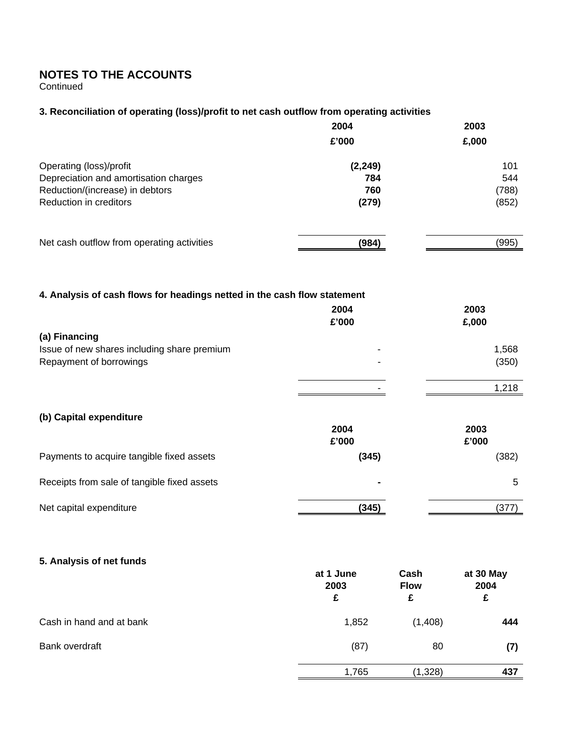## NOTES TO THE ACCOUNTS

Continued

### 3. Reconciliation of operating (loss)/profit to net cash outflow from operating activities

| | 2004<br>£'000 | 2003<br>£,000 |
|---|---|---|
| Operating (loss)/profit | **(2,249)** | 101 |
| Depreciation and amortisation charges | **784** | 544 |
| Reduction/(increase) in debtors | **760** | (788) |
| Reduction in creditors | **(279)** | (852) |
| Net cash outflow from operating activities | **(984)** | (995) |

### 4. Analysis of cash flows for headings netted in the cash flow statement

| | 2004<br>£'000 | 2003<br>£,000 |
|---|---|---|
| **(a) Financing** | | |
| Issue of new shares including share premium | - | 1,568 |
| Repayment of borrowings | - | (350) |
| | - | 1,218 |

**(b) Capital expenditure**

| | 2004<br>£'000 | 2003<br>£'000 |
|---|---|---|
| Payments to acquire tangible fixed assets | **(345)** | (382) |
| Receipts from sale of tangible fixed assets | **-** | 5 |
| Net capital expenditure | **(345)** | (377) |

### 5. Analysis of net funds

| | at 1 June 2003<br>£ | Cash Flow<br>£ | at 30 May 2004<br>£ |
|---|---|---|---|
| Cash in hand and at bank | 1,852 | (1,408) | **444** |
| Bank overdraft | (87) | 80 | **(7)** |
| | 1,765 | (1,328) | **437** |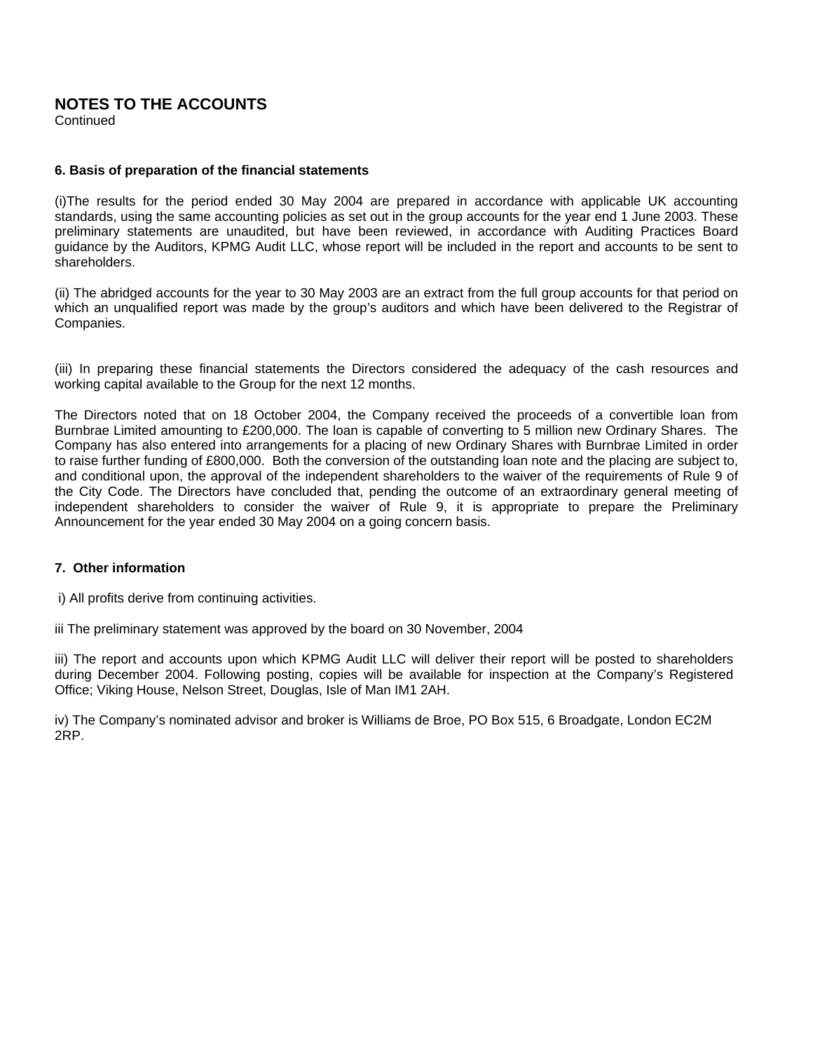## NOTES TO THE ACCOUNTS

Continued

### 6. Basis of preparation of the financial statements

(i)The results for the period ended 30 May 2004 are prepared in accordance with applicable UK accounting standards, using the same accounting policies as set out in the group accounts for the year end 1 June 2003. These preliminary statements are unaudited, but have been reviewed, in accordance with Auditing Practices Board guidance by the Auditors, KPMG Audit LLC, whose report will be included in the report and accounts to be sent to shareholders.

(ii) The abridged accounts for the year to 30 May 2003 are an extract from the full group accounts for that period on which an unqualified report was made by the group's auditors and which have been delivered to the Registrar of Companies.

(iii) In preparing these financial statements the Directors considered the adequacy of the cash resources and working capital available to the Group for the next 12 months.

The Directors noted that on 18 October 2004, the Company received the proceeds of a convertible loan from Burnbrae Limited amounting to £200,000. The loan is capable of converting to 5 million new Ordinary Shares. The Company has also entered into arrangements for a placing of new Ordinary Shares with Burnbrae Limited in order to raise further funding of £800,000. Both the conversion of the outstanding loan note and the placing are subject to, and conditional upon, the approval of the independent shareholders to the waiver of the requirements of Rule 9 of the City Code. The Directors have concluded that, pending the outcome of an extraordinary general meeting of independent shareholders to consider the waiver of Rule 9, it is appropriate to prepare the Preliminary Announcement for the year ended 30 May 2004 on a going concern basis.

### 7. Other information

i) All profits derive from continuing activities.

iii The preliminary statement was approved by the board on 30 November, 2004

iii) The report and accounts upon which KPMG Audit LLC will deliver their report will be posted to shareholders during December 2004. Following posting, copies will be available for inspection at the Company's Registered Office; Viking House, Nelson Street, Douglas, Isle of Man IM1 2AH.

iv) The Company's nominated advisor and broker is Williams de Broe, PO Box 515, 6 Broadgate, London EC2M 2RP.